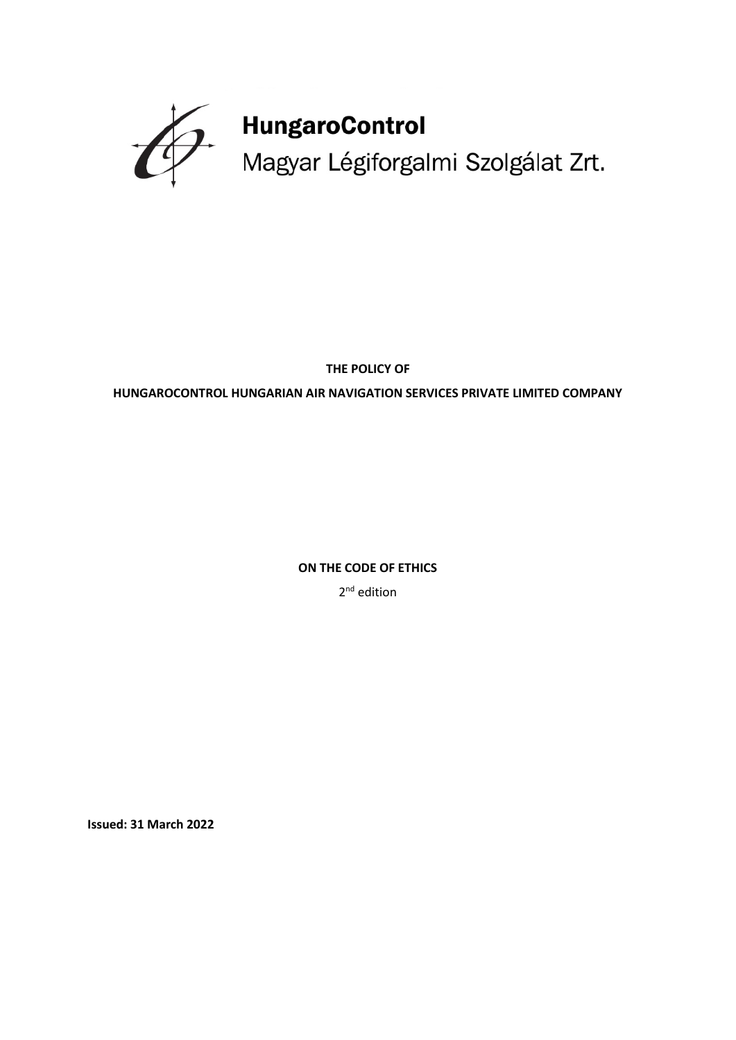**HungaroControl**

Magyar Légiforgalmi Szolgálat Zrt.

**THE POLICY OF**

**HUNGAROCONTROL HUNGARIAN AIR NAVIGATION SERVICES PRIVATE LIMITED COMPANY**

**ON THE CODE OF ETHICS**

2nd edition

**Issued: 31 March 2022**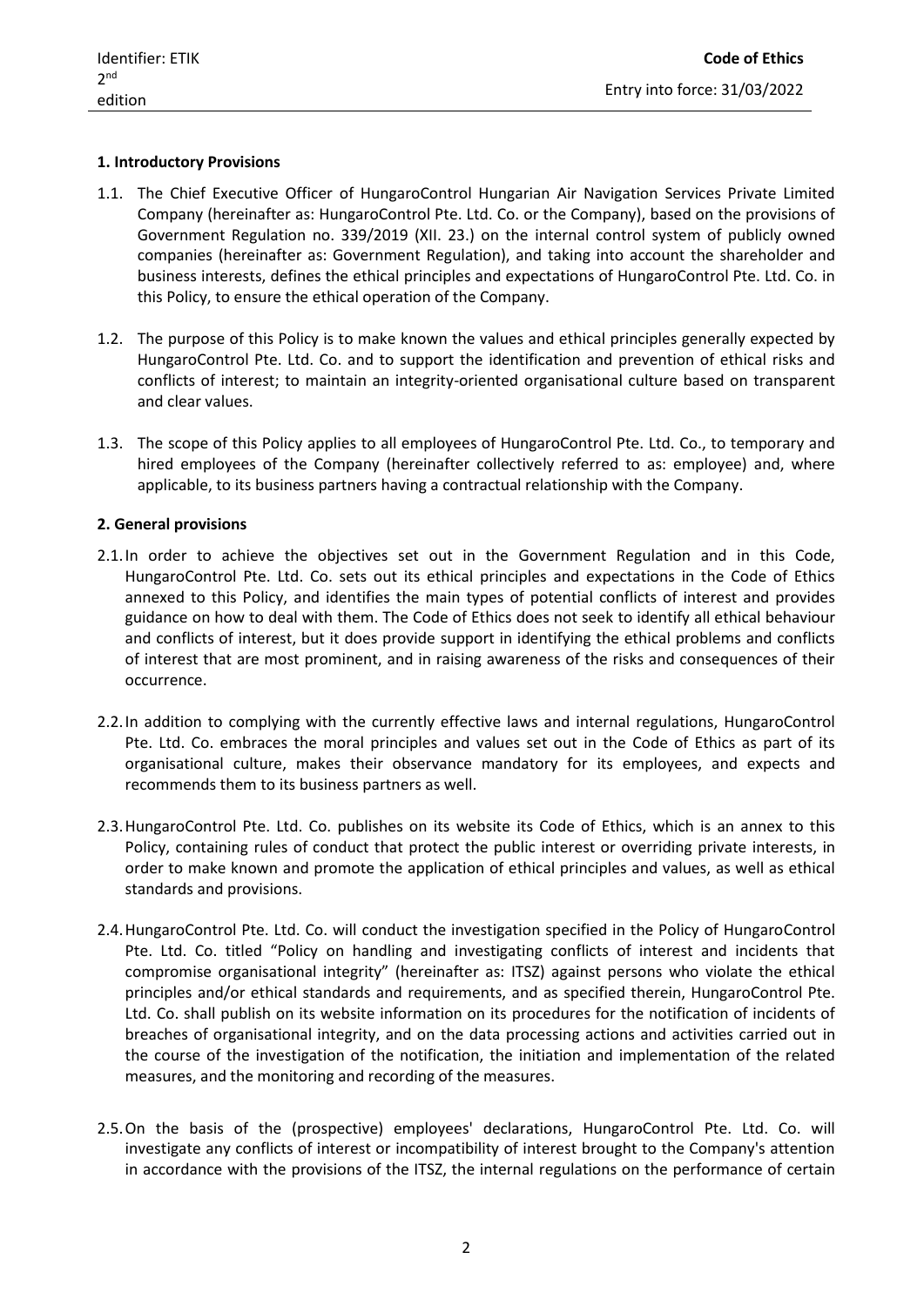## 1. Introductory Provisions

1.1. The Chief Executive Officer of HungaroControl Hungarian Air Navigation Services Private Limited Company (hereinafter as: HungaroControl Pte. Ltd. Co. or the Company), based on the provisions of Government Regulation no. 339/2019 (XII. 23.) on the internal control system of publicly owned companies (hereinafter as: Government Regulation), and taking into account the shareholder and business interests, defines the ethical principles and expectations of HungaroControl Pte. Ltd. Co. in this Policy, to ensure the ethical operation of the Company.

1.2. The purpose of this Policy is to make known the values and ethical principles generally expected by HungaroControl Pte. Ltd. Co. and to support the identification and prevention of ethical risks and conflicts of interest; to maintain an integrity-oriented organisational culture based on transparent and clear values.

1.3. The scope of this Policy applies to all employees of HungaroControl Pte. Ltd. Co., to temporary and hired employees of the Company (hereinafter collectively referred to as: employee) and, where applicable, to its business partners having a contractual relationship with the Company.

## 2. General provisions

2.1. In order to achieve the objectives set out in the Government Regulation and in this Code, HungaroControl Pte. Ltd. Co. sets out its ethical principles and expectations in the Code of Ethics annexed to this Policy, and identifies the main types of potential conflicts of interest and provides guidance on how to deal with them. The Code of Ethics does not seek to identify all ethical behaviour and conflicts of interest, but it does provide support in identifying the ethical problems and conflicts of interest that are most prominent, and in raising awareness of the risks and consequences of their occurrence.

2.2. In addition to complying with the currently effective laws and internal regulations, HungaroControl Pte. Ltd. Co. embraces the moral principles and values set out in the Code of Ethics as part of its organisational culture, makes their observance mandatory for its employees, and expects and recommends them to its business partners as well.

2.3. HungaroControl Pte. Ltd. Co. publishes on its website its Code of Ethics, which is an annex to this Policy, containing rules of conduct that protect the public interest or overriding private interests, in order to make known and promote the application of ethical principles and values, as well as ethical standards and provisions.

2.4. HungaroControl Pte. Ltd. Co. will conduct the investigation specified in the Policy of HungaroControl Pte. Ltd. Co. titled "Policy on handling and investigating conflicts of interest and incidents that compromise organisational integrity" (hereinafter as: ITSZ) against persons who violate the ethical principles and/or ethical standards and requirements, and as specified therein, HungaroControl Pte. Ltd. Co. shall publish on its website information on its procedures for the notification of incidents of breaches of organisational integrity, and on the data processing actions and activities carried out in the course of the investigation of the notification, the initiation and implementation of the related measures, and the monitoring and recording of the measures.

2.5. On the basis of the (prospective) employees' declarations, HungaroControl Pte. Ltd. Co. will investigate any conflicts of interest or incompatibility of interest brought to the Company's attention in accordance with the provisions of the ITSZ, the internal regulations on the performance of certain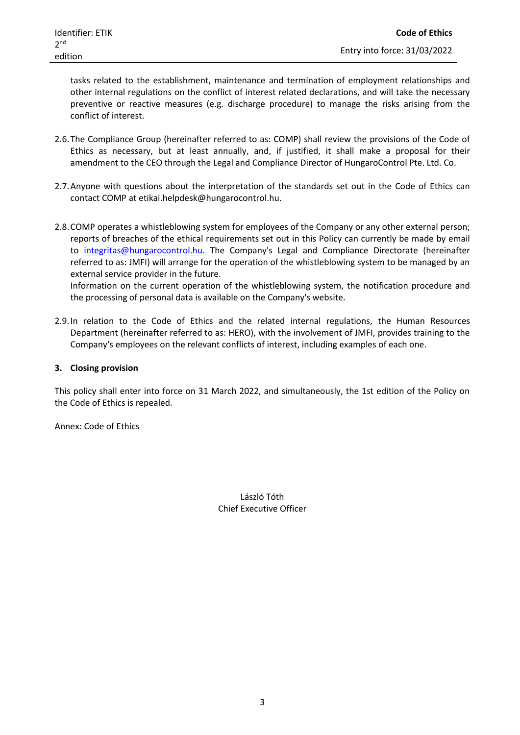tasks related to the establishment, maintenance and termination of employment relationships and other internal regulations on the conflict of interest related declarations, and will take the necessary preventive or reactive measures (e.g. discharge procedure) to manage the risks arising from the conflict of interest.

2.6. The Compliance Group (hereinafter referred to as: COMP) shall review the provisions of the Code of Ethics as necessary, but at least annually, and, if justified, it shall make a proposal for their amendment to the CEO through the Legal and Compliance Director of HungaroControl Pte. Ltd. Co.

2.7. Anyone with questions about the interpretation of the standards set out in the Code of Ethics can contact COMP at etikai.helpdesk@hungarocontrol.hu.

2.8. COMP operates a whistleblowing system for employees of the Company or any other external person; reports of breaches of the ethical requirements set out in this Policy can currently be made by email to integritas@hungarocontrol.hu. The Company's Legal and Compliance Directorate (hereinafter referred to as: JMFI) will arrange for the operation of the whistleblowing system to be managed by an external service provider in the future.
Information on the current operation of the whistleblowing system, the notification procedure and the processing of personal data is available on the Company's website.

2.9. In relation to the Code of Ethics and the related internal regulations, the Human Resources Department (hereinafter referred to as: HERO), with the involvement of JMFI, provides training to the Company's employees on the relevant conflicts of interest, including examples of each one.

## 3. Closing provision

This policy shall enter into force on 31 March 2022, and simultaneously, the 1st edition of the Policy on the Code of Ethics is repealed.

Annex: Code of Ethics

László Tóth
Chief Executive Officer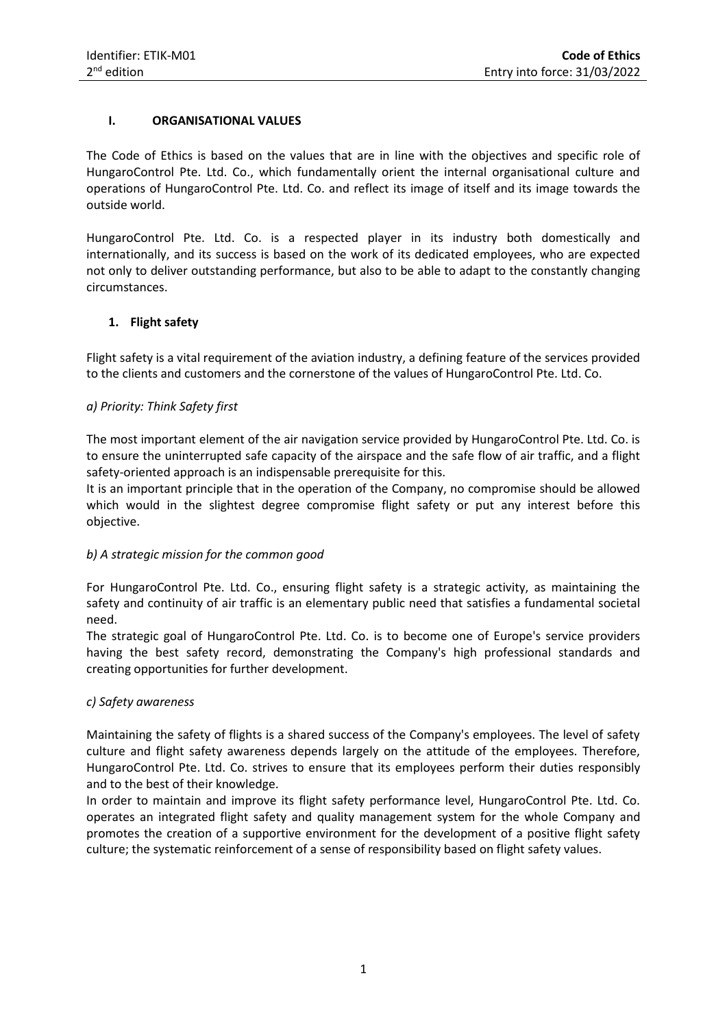## I. ORGANISATIONAL VALUES

The Code of Ethics is based on the values that are in line with the objectives and specific role of HungaroControl Pte. Ltd. Co., which fundamentally orient the internal organisational culture and operations of HungaroControl Pte. Ltd. Co. and reflect its image of itself and its image towards the outside world.

HungaroControl Pte. Ltd. Co. is a respected player in its industry both domestically and internationally, and its success is based on the work of its dedicated employees, who are expected not only to deliver outstanding performance, but also to be able to adapt to the constantly changing circumstances.

### 1. Flight safety

Flight safety is a vital requirement of the aviation industry, a defining feature of the services provided to the clients and customers and the cornerstone of the values of HungaroControl Pte. Ltd. Co.

*a) Priority: Think Safety first*

The most important element of the air navigation service provided by HungaroControl Pte. Ltd. Co. is to ensure the uninterrupted safe capacity of the airspace and the safe flow of air traffic, and a flight safety-oriented approach is an indispensable prerequisite for this.
It is an important principle that in the operation of the Company, no compromise should be allowed which would in the slightest degree compromise flight safety or put any interest before this objective.

*b) A strategic mission for the common good*

For HungaroControl Pte. Ltd. Co., ensuring flight safety is a strategic activity, as maintaining the safety and continuity of air traffic is an elementary public need that satisfies a fundamental societal need.
The strategic goal of HungaroControl Pte. Ltd. Co. is to become one of Europe's service providers having the best safety record, demonstrating the Company's high professional standards and creating opportunities for further development.

*c) Safety awareness*

Maintaining the safety of flights is a shared success of the Company's employees. The level of safety culture and flight safety awareness depends largely on the attitude of the employees. Therefore, HungaroControl Pte. Ltd. Co. strives to ensure that its employees perform their duties responsibly and to the best of their knowledge.
In order to maintain and improve its flight safety performance level, HungaroControl Pte. Ltd. Co. operates an integrated flight safety and quality management system for the whole Company and promotes the creation of a supportive environment for the development of a positive flight safety culture; the systematic reinforcement of a sense of responsibility based on flight safety values.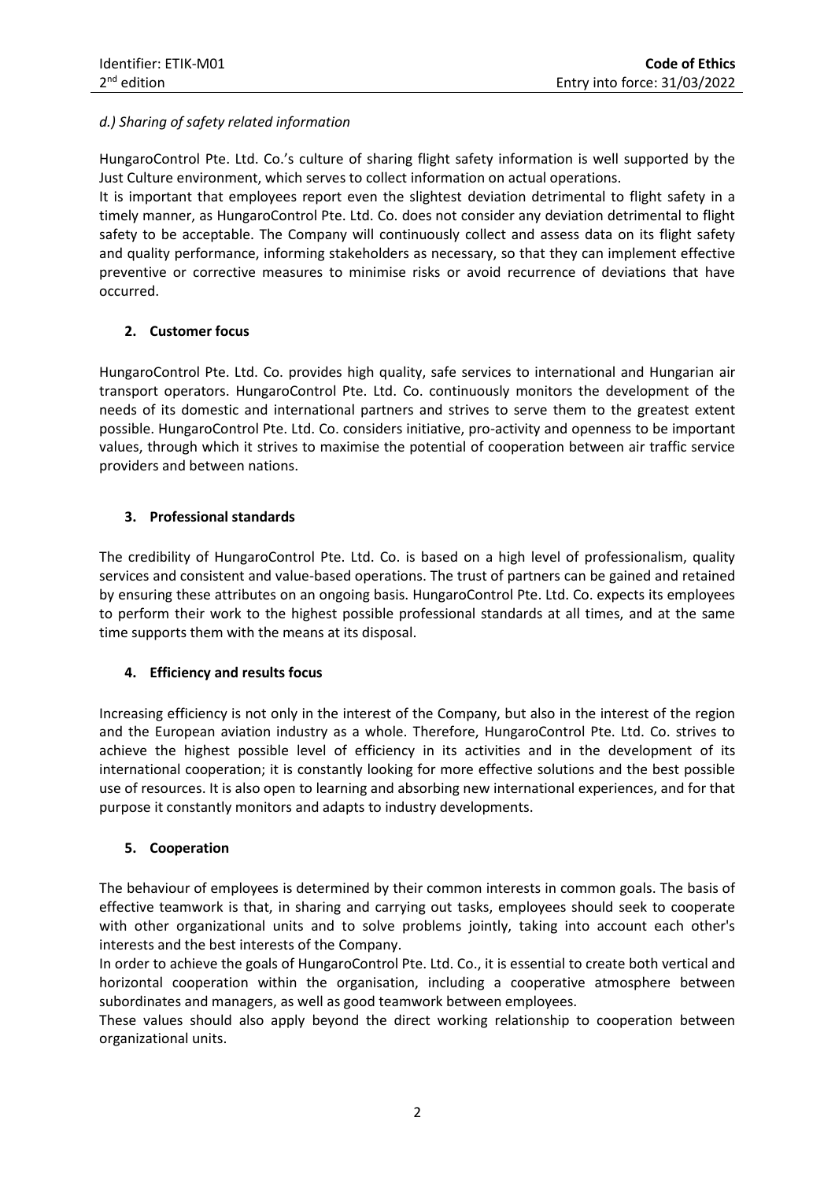*d.) Sharing of safety related information*

HungaroControl Pte. Ltd. Co.'s culture of sharing flight safety information is well supported by the Just Culture environment, which serves to collect information on actual operations.
It is important that employees report even the slightest deviation detrimental to flight safety in a timely manner, as HungaroControl Pte. Ltd. Co. does not consider any deviation detrimental to flight safety to be acceptable. The Company will continuously collect and assess data on its flight safety and quality performance, informing stakeholders as necessary, so that they can implement effective preventive or corrective measures to minimise risks or avoid recurrence of deviations that have occurred.

## 2. Customer focus

HungaroControl Pte. Ltd. Co. provides high quality, safe services to international and Hungarian air transport operators. HungaroControl Pte. Ltd. Co. continuously monitors the development of the needs of its domestic and international partners and strives to serve them to the greatest extent possible. HungaroControl Pte. Ltd. Co. considers initiative, pro-activity and openness to be important values, through which it strives to maximise the potential of cooperation between air traffic service providers and between nations.

## 3. Professional standards

The credibility of HungaroControl Pte. Ltd. Co. is based on a high level of professionalism, quality services and consistent and value-based operations. The trust of partners can be gained and retained by ensuring these attributes on an ongoing basis. HungaroControl Pte. Ltd. Co. expects its employees to perform their work to the highest possible professional standards at all times, and at the same time supports them with the means at its disposal.

## 4. Efficiency and results focus

Increasing efficiency is not only in the interest of the Company, but also in the interest of the region and the European aviation industry as a whole. Therefore, HungaroControl Pte. Ltd. Co. strives to achieve the highest possible level of efficiency in its activities and in the development of its international cooperation; it is constantly looking for more effective solutions and the best possible use of resources. It is also open to learning and absorbing new international experiences, and for that purpose it constantly monitors and adapts to industry developments.

## 5. Cooperation

The behaviour of employees is determined by their common interests in common goals. The basis of effective teamwork is that, in sharing and carrying out tasks, employees should seek to cooperate with other organizational units and to solve problems jointly, taking into account each other's interests and the best interests of the Company.
In order to achieve the goals of HungaroControl Pte. Ltd. Co., it is essential to create both vertical and horizontal cooperation within the organisation, including a cooperative atmosphere between subordinates and managers, as well as good teamwork between employees.
These values should also apply beyond the direct working relationship to cooperation between organizational units.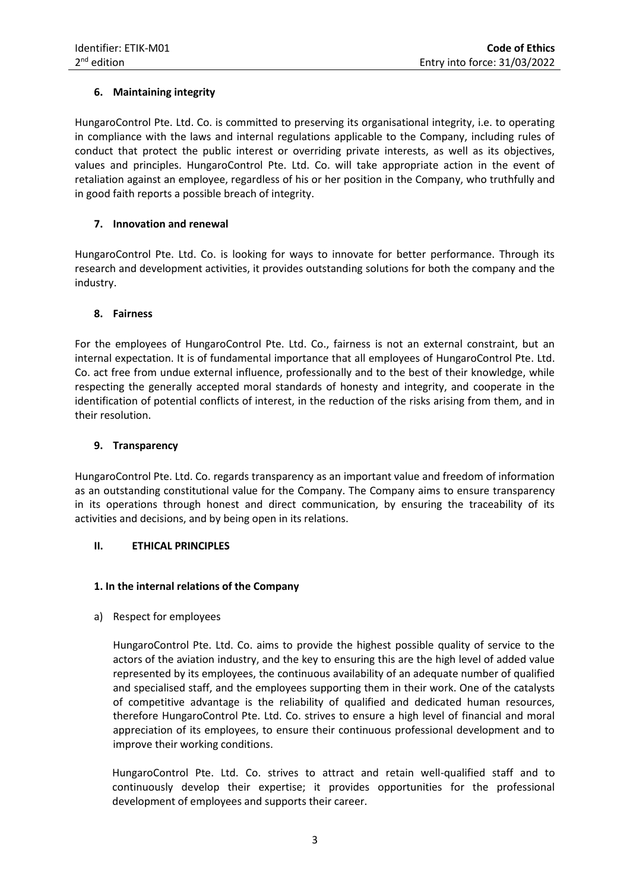### 6. Maintaining integrity

HungaroControl Pte. Ltd. Co. is committed to preserving its organisational integrity, i.e. to operating in compliance with the laws and internal regulations applicable to the Company, including rules of conduct that protect the public interest or overriding private interests, as well as its objectives, values and principles. HungaroControl Pte. Ltd. Co. will take appropriate action in the event of retaliation against an employee, regardless of his or her position in the Company, who truthfully and in good faith reports a possible breach of integrity.

### 7. Innovation and renewal

HungaroControl Pte. Ltd. Co. is looking for ways to innovate for better performance. Through its research and development activities, it provides outstanding solutions for both the company and the industry.

### 8. Fairness

For the employees of HungaroControl Pte. Ltd. Co., fairness is not an external constraint, but an internal expectation. It is of fundamental importance that all employees of HungaroControl Pte. Ltd. Co. act free from undue external influence, professionally and to the best of their knowledge, while respecting the generally accepted moral standards of honesty and integrity, and cooperate in the identification of potential conflicts of interest, in the reduction of the risks arising from them, and in their resolution.

### 9. Transparency

HungaroControl Pte. Ltd. Co. regards transparency as an important value and freedom of information as an outstanding constitutional value for the Company. The Company aims to ensure transparency in its operations through honest and direct communication, by ensuring the traceability of its activities and decisions, and by being open in its relations.

## II. ETHICAL PRINCIPLES

### 1. In the internal relations of the Company

a) Respect for employees

HungaroControl Pte. Ltd. Co. aims to provide the highest possible quality of service to the actors of the aviation industry, and the key to ensuring this are the high level of added value represented by its employees, the continuous availability of an adequate number of qualified and specialised staff, and the employees supporting them in their work. One of the catalysts of competitive advantage is the reliability of qualified and dedicated human resources, therefore HungaroControl Pte. Ltd. Co. strives to ensure a high level of financial and moral appreciation of its employees, to ensure their continuous professional development and to improve their working conditions.

HungaroControl Pte. Ltd. Co. strives to attract and retain well-qualified staff and to continuously develop their expertise; it provides opportunities for the professional development of employees and supports their career.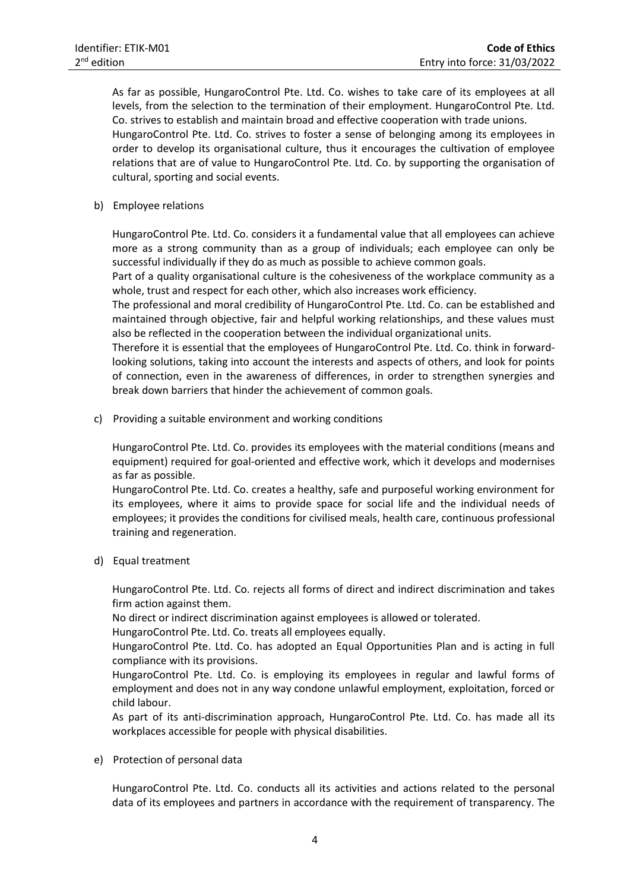As far as possible, HungaroControl Pte. Ltd. Co. wishes to take care of its employees at all levels, from the selection to the termination of their employment. HungaroControl Pte. Ltd. Co. strives to establish and maintain broad and effective cooperation with trade unions.
HungaroControl Pte. Ltd. Co. strives to foster a sense of belonging among its employees in order to develop its organisational culture, thus it encourages the cultivation of employee relations that are of value to HungaroControl Pte. Ltd. Co. by supporting the organisation of cultural, sporting and social events.

b) Employee relations

HungaroControl Pte. Ltd. Co. considers it a fundamental value that all employees can achieve more as a strong community than as a group of individuals; each employee can only be successful individually if they do as much as possible to achieve common goals.
Part of a quality organisational culture is the cohesiveness of the workplace community as a whole, trust and respect for each other, which also increases work efficiency.
The professional and moral credibility of HungaroControl Pte. Ltd. Co. can be established and maintained through objective, fair and helpful working relationships, and these values must also be reflected in the cooperation between the individual organizational units.
Therefore it is essential that the employees of HungaroControl Pte. Ltd. Co. think in forward-looking solutions, taking into account the interests and aspects of others, and look for points of connection, even in the awareness of differences, in order to strengthen synergies and break down barriers that hinder the achievement of common goals.

c) Providing a suitable environment and working conditions

HungaroControl Pte. Ltd. Co. provides its employees with the material conditions (means and equipment) required for goal-oriented and effective work, which it develops and modernises as far as possible.
HungaroControl Pte. Ltd. Co. creates a healthy, safe and purposeful working environment for its employees, where it aims to provide space for social life and the individual needs of employees; it provides the conditions for civilised meals, health care, continuous professional training and regeneration.

d) Equal treatment

HungaroControl Pte. Ltd. Co. rejects all forms of direct and indirect discrimination and takes firm action against them.
No direct or indirect discrimination against employees is allowed or tolerated.
HungaroControl Pte. Ltd. Co. treats all employees equally.
HungaroControl Pte. Ltd. Co. has adopted an Equal Opportunities Plan and is acting in full compliance with its provisions.
HungaroControl Pte. Ltd. Co. is employing its employees in regular and lawful forms of employment and does not in any way condone unlawful employment, exploitation, forced or child labour.
As part of its anti-discrimination approach, HungaroControl Pte. Ltd. Co. has made all its workplaces accessible for people with physical disabilities.

e) Protection of personal data

HungaroControl Pte. Ltd. Co. conducts all its activities and actions related to the personal data of its employees and partners in accordance with the requirement of transparency. The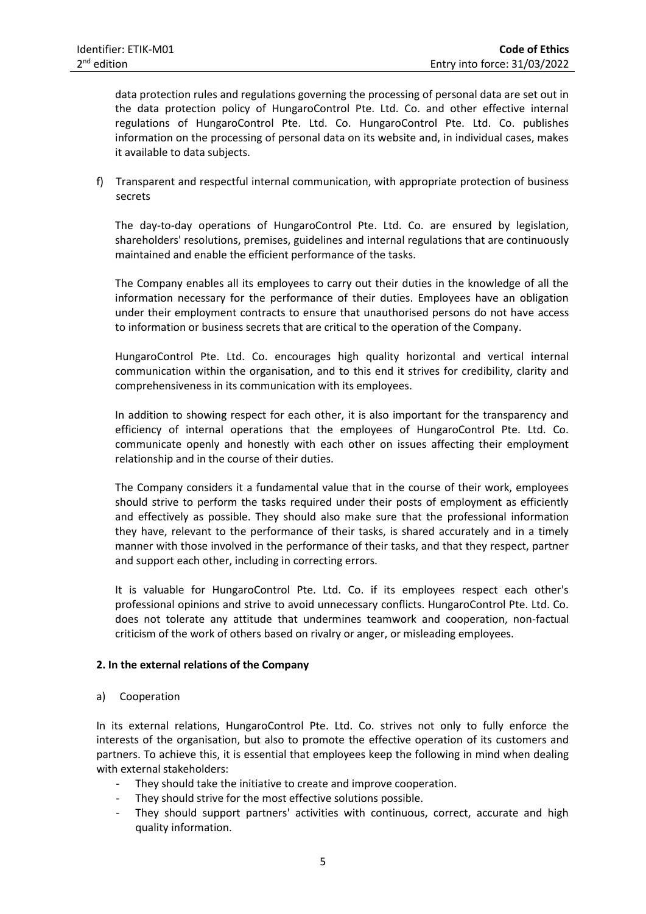data protection rules and regulations governing the processing of personal data are set out in the data protection policy of HungaroControl Pte. Ltd. Co. and other effective internal regulations of HungaroControl Pte. Ltd. Co. HungaroControl Pte. Ltd. Co. publishes information on the processing of personal data on its website and, in individual cases, makes it available to data subjects.

f) Transparent and respectful internal communication, with appropriate protection of business secrets

The day-to-day operations of HungaroControl Pte. Ltd. Co. are ensured by legislation, shareholders' resolutions, premises, guidelines and internal regulations that are continuously maintained and enable the efficient performance of the tasks.

The Company enables all its employees to carry out their duties in the knowledge of all the information necessary for the performance of their duties. Employees have an obligation under their employment contracts to ensure that unauthorised persons do not have access to information or business secrets that are critical to the operation of the Company.

HungaroControl Pte. Ltd. Co. encourages high quality horizontal and vertical internal communication within the organisation, and to this end it strives for credibility, clarity and comprehensiveness in its communication with its employees.

In addition to showing respect for each other, it is also important for the transparency and efficiency of internal operations that the employees of HungaroControl Pte. Ltd. Co. communicate openly and honestly with each other on issues affecting their employment relationship and in the course of their duties.

The Company considers it a fundamental value that in the course of their work, employees should strive to perform the tasks required under their posts of employment as efficiently and effectively as possible. They should also make sure that the professional information they have, relevant to the performance of their tasks, is shared accurately and in a timely manner with those involved in the performance of their tasks, and that they respect, partner and support each other, including in correcting errors.

It is valuable for HungaroControl Pte. Ltd. Co. if its employees respect each other's professional opinions and strive to avoid unnecessary conflicts. HungaroControl Pte. Ltd. Co. does not tolerate any attitude that undermines teamwork and cooperation, non-factual criticism of the work of others based on rivalry or anger, or misleading employees.

**2. In the external relations of the Company**

a) Cooperation

In its external relations, HungaroControl Pte. Ltd. Co. strives not only to fully enforce the interests of the organisation, but also to promote the effective operation of its customers and partners. To achieve this, it is essential that employees keep the following in mind when dealing with external stakeholders:

- They should take the initiative to create and improve cooperation.
- They should strive for the most effective solutions possible.
- They should support partners' activities with continuous, correct, accurate and high quality information.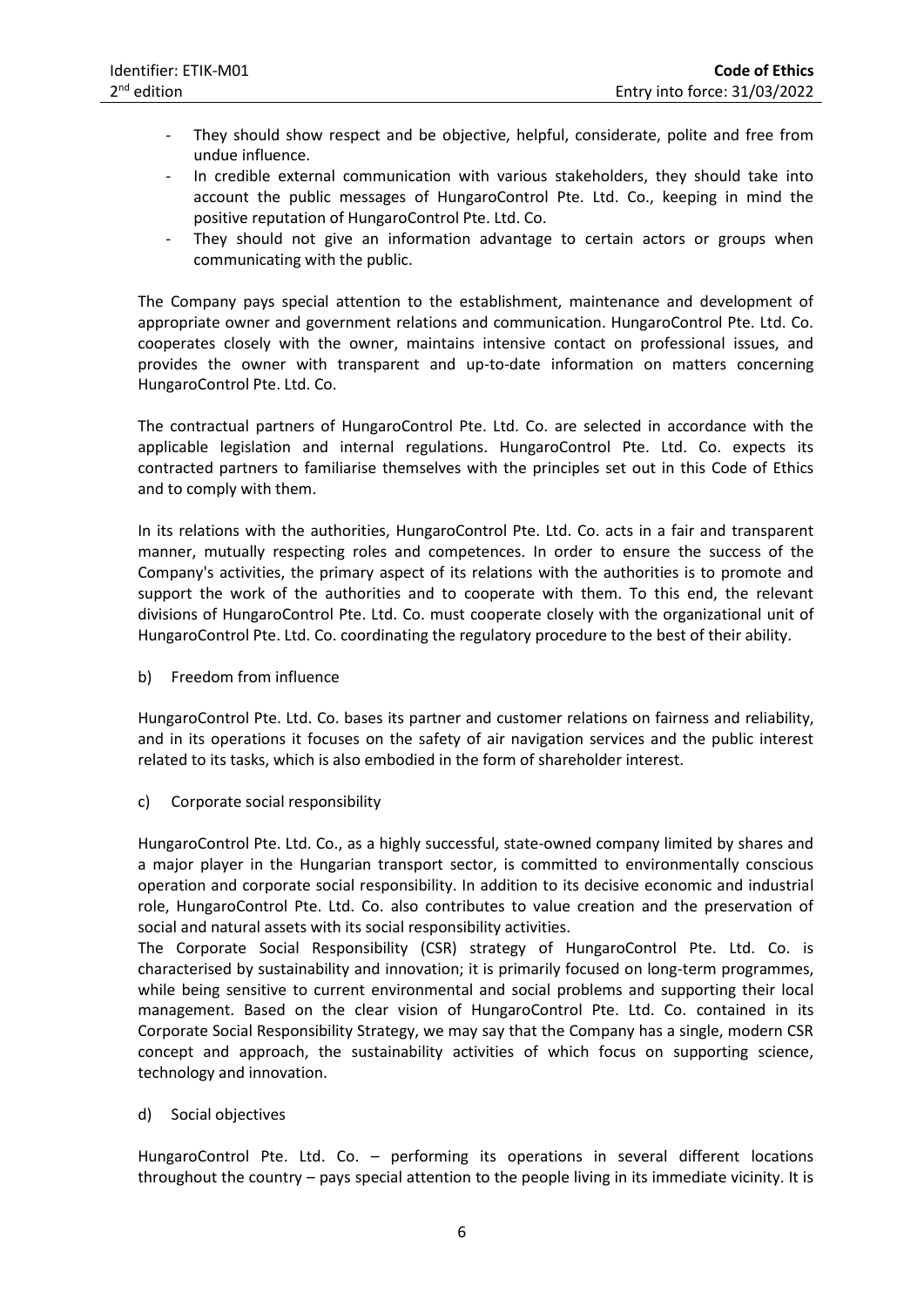- They should show respect and be objective, helpful, considerate, polite and free from undue influence.
- In credible external communication with various stakeholders, they should take into account the public messages of HungaroControl Pte. Ltd. Co., keeping in mind the positive reputation of HungaroControl Pte. Ltd. Co.
- They should not give an information advantage to certain actors or groups when communicating with the public.

The Company pays special attention to the establishment, maintenance and development of appropriate owner and government relations and communication. HungaroControl Pte. Ltd. Co. cooperates closely with the owner, maintains intensive contact on professional issues, and provides the owner with transparent and up-to-date information on matters concerning HungaroControl Pte. Ltd. Co.

The contractual partners of HungaroControl Pte. Ltd. Co. are selected in accordance with the applicable legislation and internal regulations. HungaroControl Pte. Ltd. Co. expects its contracted partners to familiarise themselves with the principles set out in this Code of Ethics and to comply with them.

In its relations with the authorities, HungaroControl Pte. Ltd. Co. acts in a fair and transparent manner, mutually respecting roles and competences. In order to ensure the success of the Company's activities, the primary aspect of its relations with the authorities is to promote and support the work of the authorities and to cooperate with them. To this end, the relevant divisions of HungaroControl Pte. Ltd. Co. must cooperate closely with the organizational unit of HungaroControl Pte. Ltd. Co. coordinating the regulatory procedure to the best of their ability.

b) Freedom from influence

HungaroControl Pte. Ltd. Co. bases its partner and customer relations on fairness and reliability, and in its operations it focuses on the safety of air navigation services and the public interest related to its tasks, which is also embodied in the form of shareholder interest.

c) Corporate social responsibility

HungaroControl Pte. Ltd. Co., as a highly successful, state-owned company limited by shares and a major player in the Hungarian transport sector, is committed to environmentally conscious operation and corporate social responsibility. In addition to its decisive economic and industrial role, HungaroControl Pte. Ltd. Co. also contributes to value creation and the preservation of social and natural assets with its social responsibility activities.
The Corporate Social Responsibility (CSR) strategy of HungaroControl Pte. Ltd. Co. is characterised by sustainability and innovation; it is primarily focused on long-term programmes, while being sensitive to current environmental and social problems and supporting their local management. Based on the clear vision of HungaroControl Pte. Ltd. Co. contained in its Corporate Social Responsibility Strategy, we may say that the Company has a single, modern CSR concept and approach, the sustainability activities of which focus on supporting science, technology and innovation.

d) Social objectives

HungaroControl Pte. Ltd. Co. – performing its operations in several different locations throughout the country – pays special attention to the people living in its immediate vicinity. It is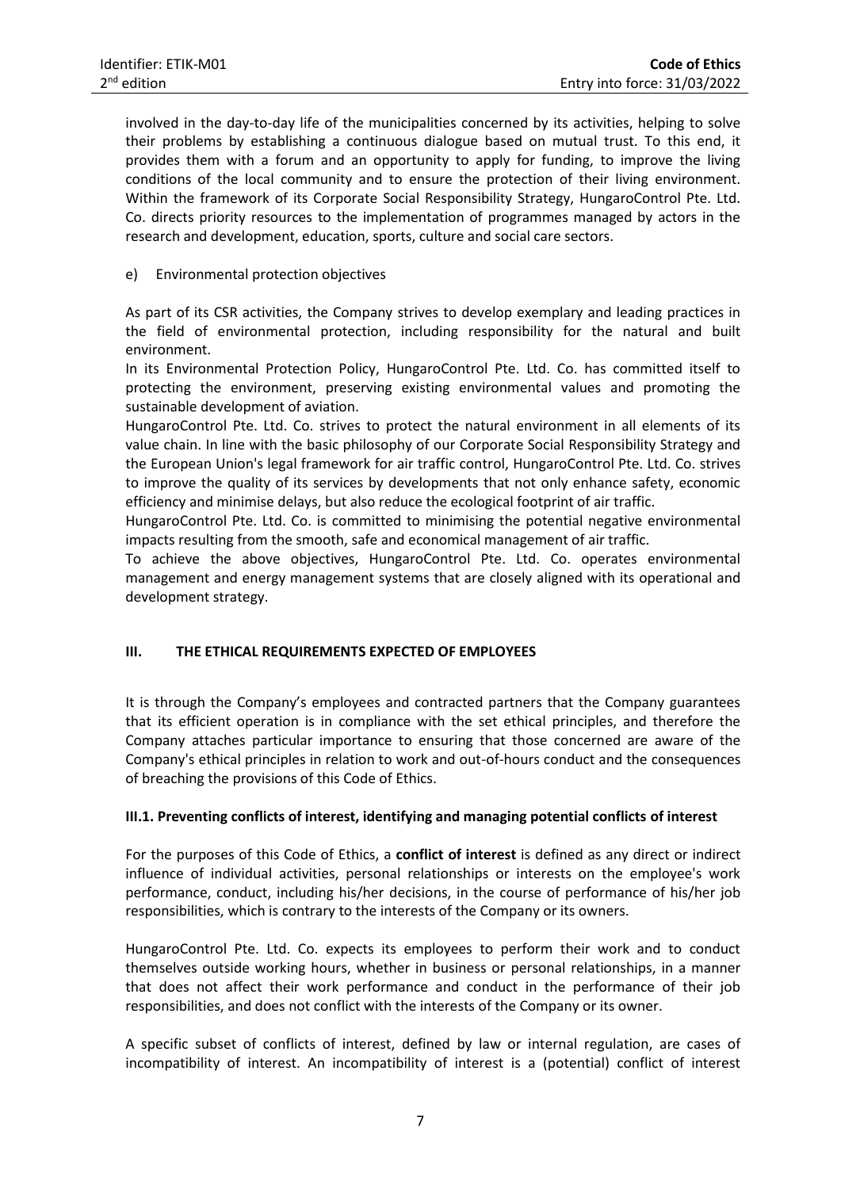involved in the day-to-day life of the municipalities concerned by its activities, helping to solve their problems by establishing a continuous dialogue based on mutual trust. To this end, it provides them with a forum and an opportunity to apply for funding, to improve the living conditions of the local community and to ensure the protection of their living environment. Within the framework of its Corporate Social Responsibility Strategy, HungaroControl Pte. Ltd. Co. directs priority resources to the implementation of programmes managed by actors in the research and development, education, sports, culture and social care sectors.

e) Environmental protection objectives

As part of its CSR activities, the Company strives to develop exemplary and leading practices in the field of environmental protection, including responsibility for the natural and built environment.

In its Environmental Protection Policy, HungaroControl Pte. Ltd. Co. has committed itself to protecting the environment, preserving existing environmental values and promoting the sustainable development of aviation.

HungaroControl Pte. Ltd. Co. strives to protect the natural environment in all elements of its value chain. In line with the basic philosophy of our Corporate Social Responsibility Strategy and the European Union's legal framework for air traffic control, HungaroControl Pte. Ltd. Co. strives to improve the quality of its services by developments that not only enhance safety, economic efficiency and minimise delays, but also reduce the ecological footprint of air traffic.

HungaroControl Pte. Ltd. Co. is committed to minimising the potential negative environmental impacts resulting from the smooth, safe and economical management of air traffic.

To achieve the above objectives, HungaroControl Pte. Ltd. Co. operates environmental management and energy management systems that are closely aligned with its operational and development strategy.

## III. THE ETHICAL REQUIREMENTS EXPECTED OF EMPLOYEES

It is through the Company's employees and contracted partners that the Company guarantees that its efficient operation is in compliance with the set ethical principles, and therefore the Company attaches particular importance to ensuring that those concerned are aware of the Company's ethical principles in relation to work and out-of-hours conduct and the consequences of breaching the provisions of this Code of Ethics.

### III.1. Preventing conflicts of interest, identifying and managing potential conflicts of interest

For the purposes of this Code of Ethics, a **conflict of interest** is defined as any direct or indirect influence of individual activities, personal relationships or interests on the employee's work performance, conduct, including his/her decisions, in the course of performance of his/her job responsibilities, which is contrary to the interests of the Company or its owners.

HungaroControl Pte. Ltd. Co. expects its employees to perform their work and to conduct themselves outside working hours, whether in business or personal relationships, in a manner that does not affect their work performance and conduct in the performance of their job responsibilities, and does not conflict with the interests of the Company or its owner.

A specific subset of conflicts of interest, defined by law or internal regulation, are cases of incompatibility of interest. An incompatibility of interest is a (potential) conflict of interest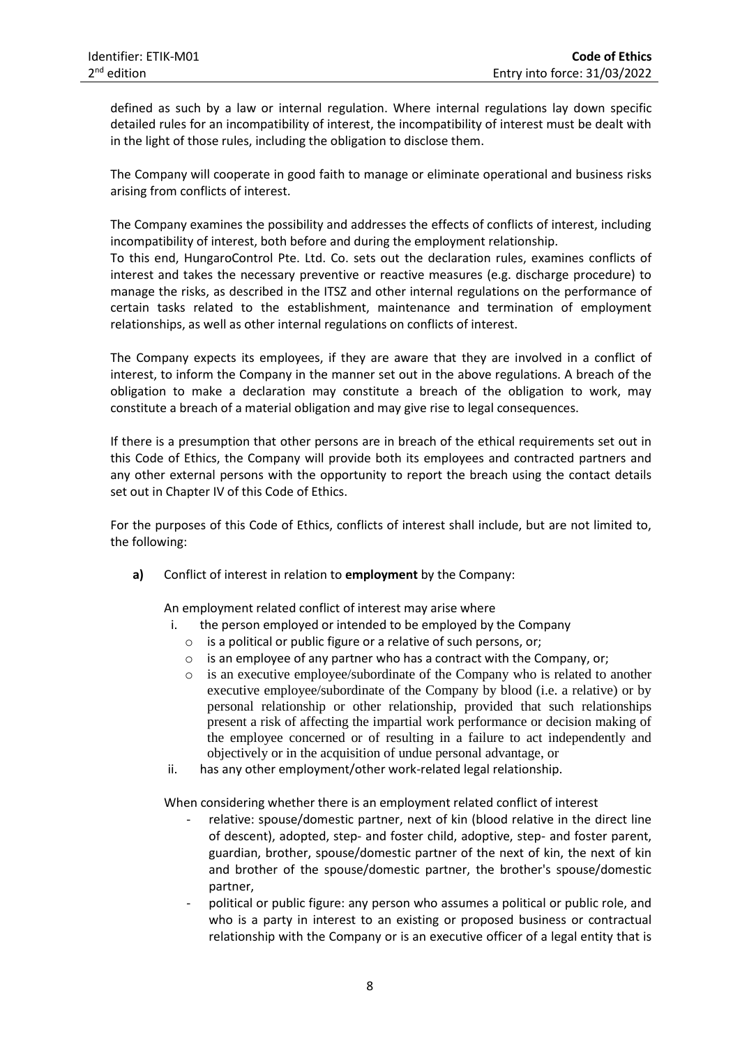defined as such by a law or internal regulation. Where internal regulations lay down specific detailed rules for an incompatibility of interest, the incompatibility of interest must be dealt with in the light of those rules, including the obligation to disclose them.

The Company will cooperate in good faith to manage or eliminate operational and business risks arising from conflicts of interest.

The Company examines the possibility and addresses the effects of conflicts of interest, including incompatibility of interest, both before and during the employment relationship.
To this end, HungaroControl Pte. Ltd. Co. sets out the declaration rules, examines conflicts of interest and takes the necessary preventive or reactive measures (e.g. discharge procedure) to manage the risks, as described in the ITSZ and other internal regulations on the performance of certain tasks related to the establishment, maintenance and termination of employment relationships, as well as other internal regulations on conflicts of interest.

The Company expects its employees, if they are aware that they are involved in a conflict of interest, to inform the Company in the manner set out in the above regulations. A breach of the obligation to make a declaration may constitute a breach of the obligation to work, may constitute a breach of a material obligation and may give rise to legal consequences.

If there is a presumption that other persons are in breach of the ethical requirements set out in this Code of Ethics, the Company will provide both its employees and contracted partners and any other external persons with the opportunity to report the breach using the contact details set out in Chapter IV of this Code of Ethics.

For the purposes of this Code of Ethics, conflicts of interest shall include, but are not limited to, the following:

**a)** Conflict of interest in relation to **employment** by the Company:

An employment related conflict of interest may arise where

i. the person employed or intended to be employed by the Company
   - is a political or public figure or a relative of such persons, or;
   - is an employee of any partner who has a contract with the Company, or;
   - is an executive employee/subordinate of the Company who is related to another executive employee/subordinate of the Company by blood (i.e. a relative) or by personal relationship or other relationship, provided that such relationships present a risk of affecting the impartial work performance or decision making of the employee concerned or of resulting in a failure to act independently and objectively or in the acquisition of undue personal advantage, or

ii. has any other employment/other work-related legal relationship.

When considering whether there is an employment related conflict of interest

- relative: spouse/domestic partner, next of kin (blood relative in the direct line of descent), adopted, step- and foster child, adoptive, step- and foster parent, guardian, brother, spouse/domestic partner of the next of kin, the next of kin and brother of the spouse/domestic partner, the brother's spouse/domestic partner,
- political or public figure: any person who assumes a political or public role, and who is a party in interest to an existing or proposed business or contractual relationship with the Company or is an executive officer of a legal entity that is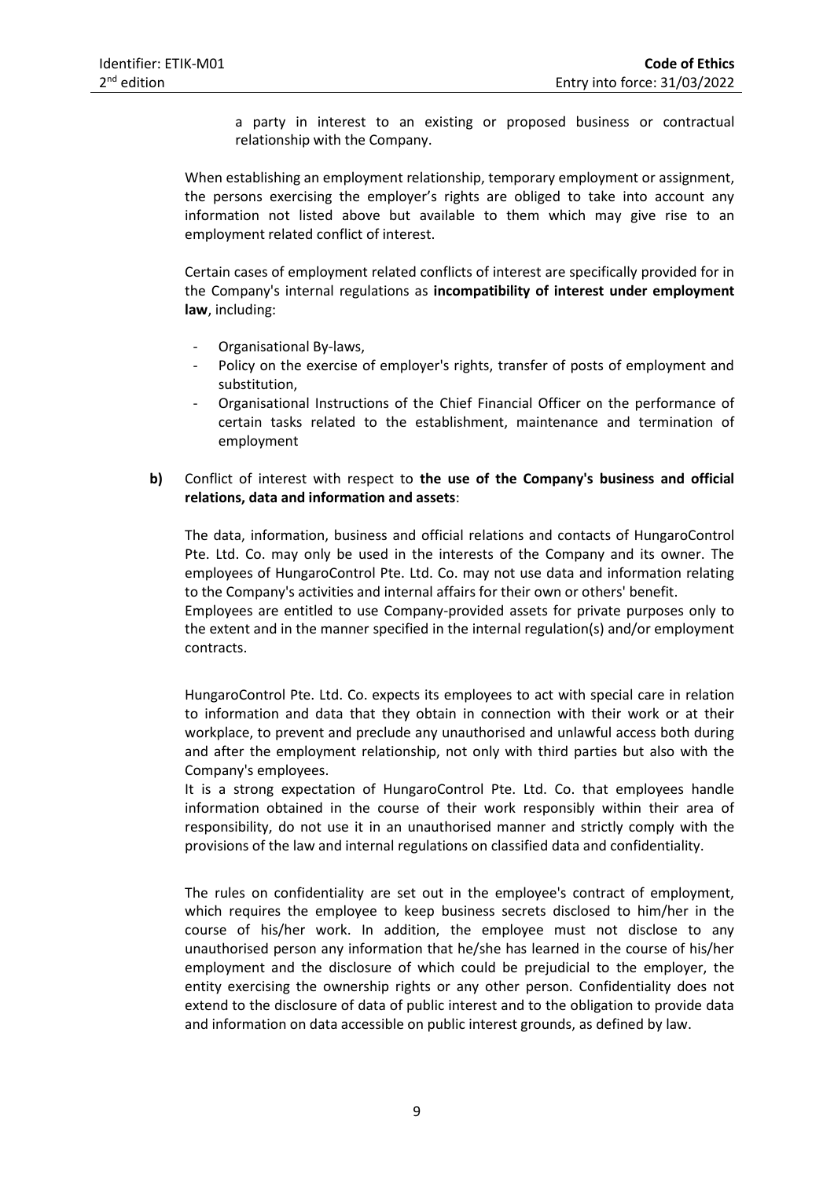a party in interest to an existing or proposed business or contractual relationship with the Company.

When establishing an employment relationship, temporary employment or assignment, the persons exercising the employer's rights are obliged to take into account any information not listed above but available to them which may give rise to an employment related conflict of interest.

Certain cases of employment related conflicts of interest are specifically provided for in the Company's internal regulations as **incompatibility of interest under employment law**, including:

- Organisational By-laws,
- Policy on the exercise of employer's rights, transfer of posts of employment and substitution,
- Organisational Instructions of the Chief Financial Officer on the performance of certain tasks related to the establishment, maintenance and termination of employment

**b)** Conflict of interest with respect to **the use of the Company's business and official relations, data and information and assets**:

The data, information, business and official relations and contacts of HungaroControl Pte. Ltd. Co. may only be used in the interests of the Company and its owner. The employees of HungaroControl Pte. Ltd. Co. may not use data and information relating to the Company's activities and internal affairs for their own or others' benefit.
Employees are entitled to use Company-provided assets for private purposes only to the extent and in the manner specified in the internal regulation(s) and/or employment contracts.

HungaroControl Pte. Ltd. Co. expects its employees to act with special care in relation to information and data that they obtain in connection with their work or at their workplace, to prevent and preclude any unauthorised and unlawful access both during and after the employment relationship, not only with third parties but also with the Company's employees.
It is a strong expectation of HungaroControl Pte. Ltd. Co. that employees handle information obtained in the course of their work responsibly within their area of responsibility, do not use it in an unauthorised manner and strictly comply with the provisions of the law and internal regulations on classified data and confidentiality.

The rules on confidentiality are set out in the employee's contract of employment, which requires the employee to keep business secrets disclosed to him/her in the course of his/her work. In addition, the employee must not disclose to any unauthorised person any information that he/she has learned in the course of his/her employment and the disclosure of which could be prejudicial to the employer, the entity exercising the ownership rights or any other person. Confidentiality does not extend to the disclosure of data of public interest and to the obligation to provide data and information on data accessible on public interest grounds, as defined by law.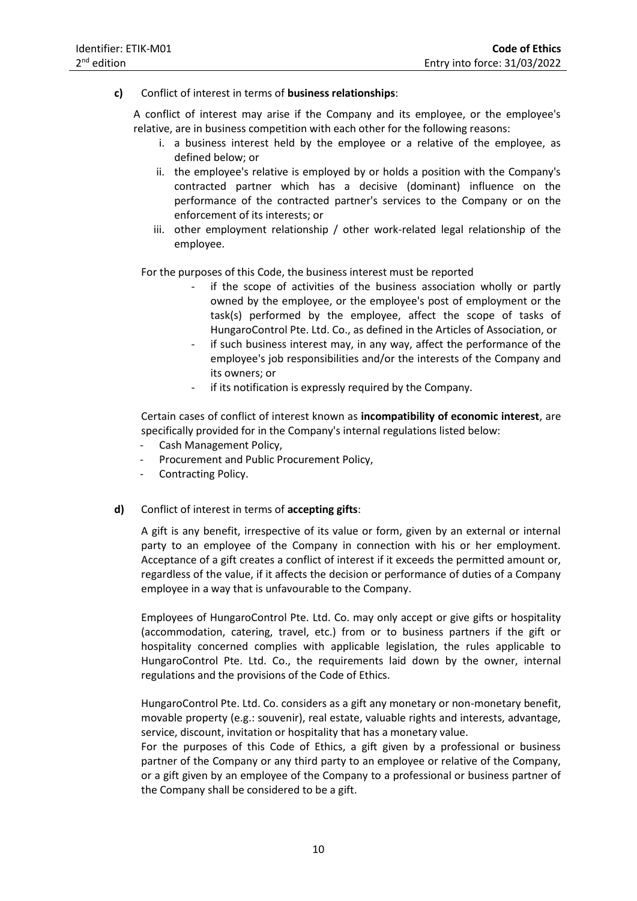**c)** Conflict of interest in terms of **business relationships**:

A conflict of interest may arise if the Company and its employee, or the employee's relative, are in business competition with each other for the following reasons:

i. a business interest held by the employee or a relative of the employee, as defined below; or
ii. the employee's relative is employed by or holds a position with the Company's contracted partner which has a decisive (dominant) influence on the performance of the contracted partner's services to the Company or on the enforcement of its interests; or
iii. other employment relationship / other work-related legal relationship of the employee.

For the purposes of this Code, the business interest must be reported

- if the scope of activities of the business association wholly or partly owned by the employee, or the employee's post of employment or the task(s) performed by the employee, affect the scope of tasks of HungaroControl Pte. Ltd. Co., as defined in the Articles of Association, or
- if such business interest may, in any way, affect the performance of the employee's job responsibilities and/or the interests of the Company and its owners; or
- if its notification is expressly required by the Company.

Certain cases of conflict of interest known as **incompatibility of economic interest**, are specifically provided for in the Company's internal regulations listed below:

- Cash Management Policy,
- Procurement and Public Procurement Policy,
- Contracting Policy.

**d)** Conflict of interest in terms of **accepting gifts**:

A gift is any benefit, irrespective of its value or form, given by an external or internal party to an employee of the Company in connection with his or her employment. Acceptance of a gift creates a conflict of interest if it exceeds the permitted amount or, regardless of the value, if it affects the decision or performance of duties of a Company employee in a way that is unfavourable to the Company.

Employees of HungaroControl Pte. Ltd. Co. may only accept or give gifts or hospitality (accommodation, catering, travel, etc.) from or to business partners if the gift or hospitality concerned complies with applicable legislation, the rules applicable to HungaroControl Pte. Ltd. Co., the requirements laid down by the owner, internal regulations and the provisions of the Code of Ethics.

HungaroControl Pte. Ltd. Co. considers as a gift any monetary or non-monetary benefit, movable property (e.g.: souvenir), real estate, valuable rights and interests, advantage, service, discount, invitation or hospitality that has a monetary value.
For the purposes of this Code of Ethics, a gift given by a professional or business partner of the Company or any third party to an employee or relative of the Company, or a gift given by an employee of the Company to a professional or business partner of the Company shall be considered to be a gift.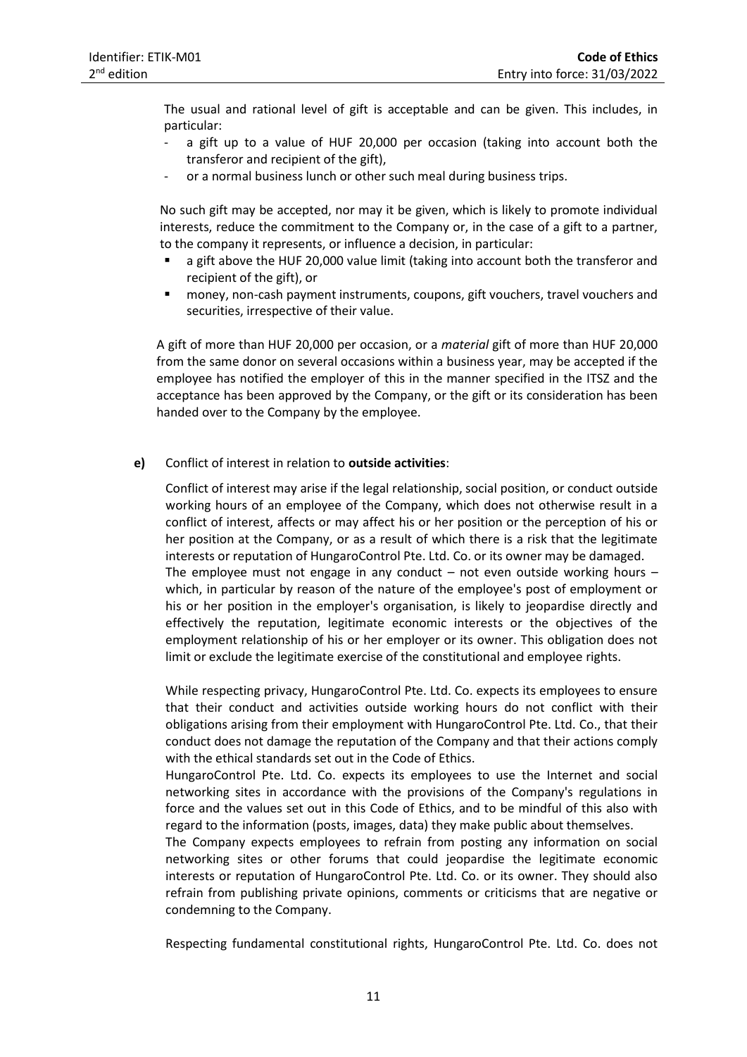The usual and rational level of gift is acceptable and can be given. This includes, in particular:

- a gift up to a value of HUF 20,000 per occasion (taking into account both the transferor and recipient of the gift),
- or a normal business lunch or other such meal during business trips.

No such gift may be accepted, nor may it be given, which is likely to promote individual interests, reduce the commitment to the Company or, in the case of a gift to a partner, to the company it represents, or influence a decision, in particular:

- a gift above the HUF 20,000 value limit (taking into account both the transferor and recipient of the gift), or
- money, non-cash payment instruments, coupons, gift vouchers, travel vouchers and securities, irrespective of their value.

A gift of more than HUF 20,000 per occasion, or a *material* gift of more than HUF 20,000 from the same donor on several occasions within a business year, may be accepted if the employee has notified the employer of this in the manner specified in the ITSZ and the acceptance has been approved by the Company, or the gift or its consideration has been handed over to the Company by the employee.

**e)** Conflict of interest in relation to **outside activities**:

Conflict of interest may arise if the legal relationship, social position, or conduct outside working hours of an employee of the Company, which does not otherwise result in a conflict of interest, affects or may affect his or her position or the perception of his or her position at the Company, or as a result of which there is a risk that the legitimate interests or reputation of HungaroControl Pte. Ltd. Co. or its owner may be damaged.
The employee must not engage in any conduct – not even outside working hours – which, in particular by reason of the nature of the employee's post of employment or his or her position in the employer's organisation, is likely to jeopardise directly and effectively the reputation, legitimate economic interests or the objectives of the employment relationship of his or her employer or its owner. This obligation does not limit or exclude the legitimate exercise of the constitutional and employee rights.

While respecting privacy, HungaroControl Pte. Ltd. Co. expects its employees to ensure that their conduct and activities outside working hours do not conflict with their obligations arising from their employment with HungaroControl Pte. Ltd. Co., that their conduct does not damage the reputation of the Company and that their actions comply with the ethical standards set out in the Code of Ethics.
HungaroControl Pte. Ltd. Co. expects its employees to use the Internet and social networking sites in accordance with the provisions of the Company's regulations in force and the values set out in this Code of Ethics, and to be mindful of this also with regard to the information (posts, images, data) they make public about themselves.
The Company expects employees to refrain from posting any information on social networking sites or other forums that could jeopardise the legitimate economic interests or reputation of HungaroControl Pte. Ltd. Co. or its owner. They should also refrain from publishing private opinions, comments or criticisms that are negative or condemning to the Company.

Respecting fundamental constitutional rights, HungaroControl Pte. Ltd. Co. does not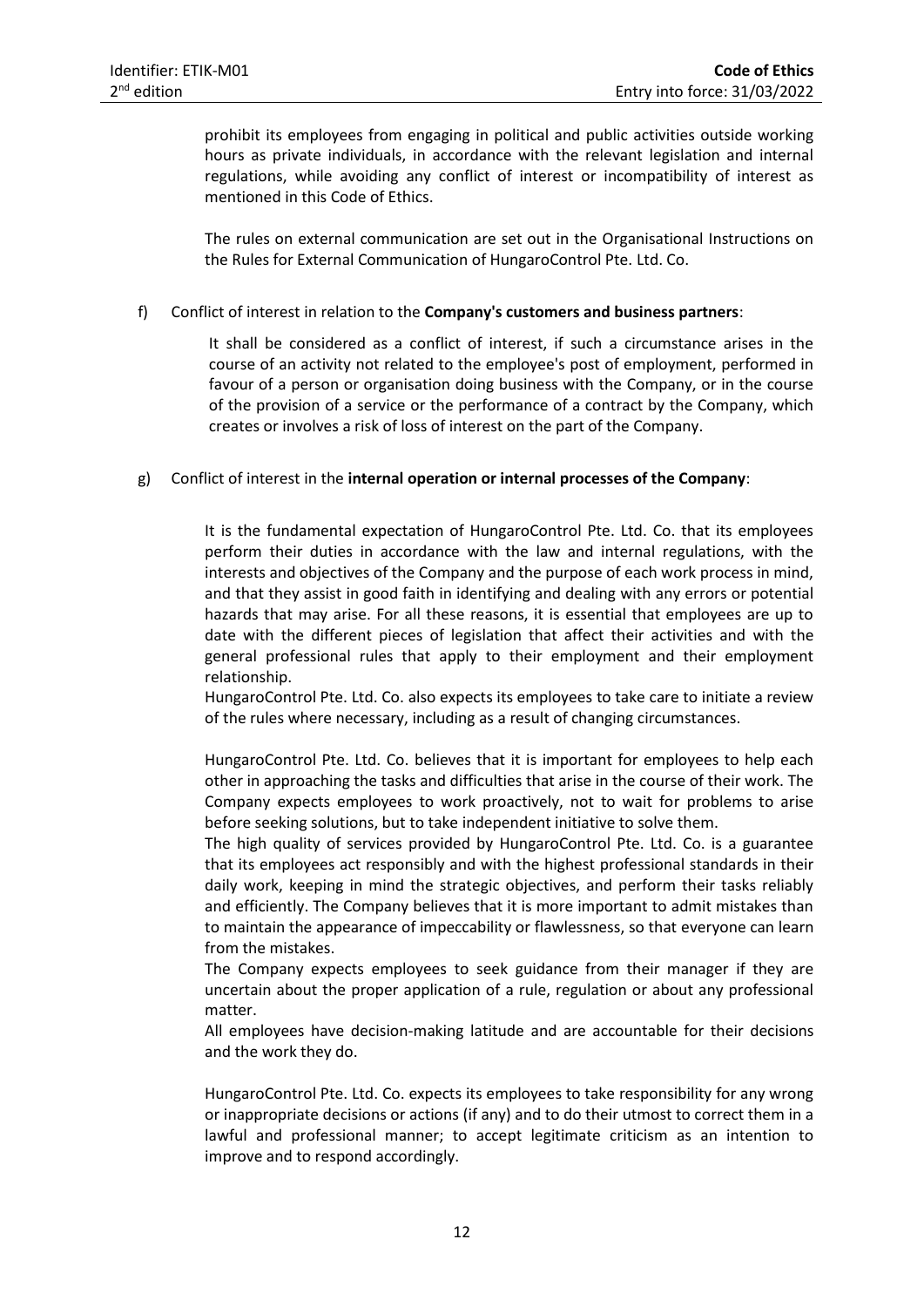prohibit its employees from engaging in political and public activities outside working hours as private individuals, in accordance with the relevant legislation and internal regulations, while avoiding any conflict of interest or incompatibility of interest as mentioned in this Code of Ethics.

The rules on external communication are set out in the Organisational Instructions on the Rules for External Communication of HungaroControl Pte. Ltd. Co.

f) Conflict of interest in relation to the **Company's customers and business partners**:

It shall be considered as a conflict of interest, if such a circumstance arises in the course of an activity not related to the employee's post of employment, performed in favour of a person or organisation doing business with the Company, or in the course of the provision of a service or the performance of a contract by the Company, which creates or involves a risk of loss of interest on the part of the Company.

g) Conflict of interest in the **internal operation or internal processes of the Company**:

It is the fundamental expectation of HungaroControl Pte. Ltd. Co. that its employees perform their duties in accordance with the law and internal regulations, with the interests and objectives of the Company and the purpose of each work process in mind, and that they assist in good faith in identifying and dealing with any errors or potential hazards that may arise. For all these reasons, it is essential that employees are up to date with the different pieces of legislation that affect their activities and with the general professional rules that apply to their employment and their employment relationship.
HungaroControl Pte. Ltd. Co. also expects its employees to take care to initiate a review of the rules where necessary, including as a result of changing circumstances.

HungaroControl Pte. Ltd. Co. believes that it is important for employees to help each other in approaching the tasks and difficulties that arise in the course of their work. The Company expects employees to work proactively, not to wait for problems to arise before seeking solutions, but to take independent initiative to solve them.
The high quality of services provided by HungaroControl Pte. Ltd. Co. is a guarantee that its employees act responsibly and with the highest professional standards in their daily work, keeping in mind the strategic objectives, and perform their tasks reliably and efficiently. The Company believes that it is more important to admit mistakes than to maintain the appearance of impeccability or flawlessness, so that everyone can learn from the mistakes.
The Company expects employees to seek guidance from their manager if they are uncertain about the proper application of a rule, regulation or about any professional matter.
All employees have decision-making latitude and are accountable for their decisions and the work they do.

HungaroControl Pte. Ltd. Co. expects its employees to take responsibility for any wrong or inappropriate decisions or actions (if any) and to do their utmost to correct them in a lawful and professional manner; to accept legitimate criticism as an intention to improve and to respond accordingly.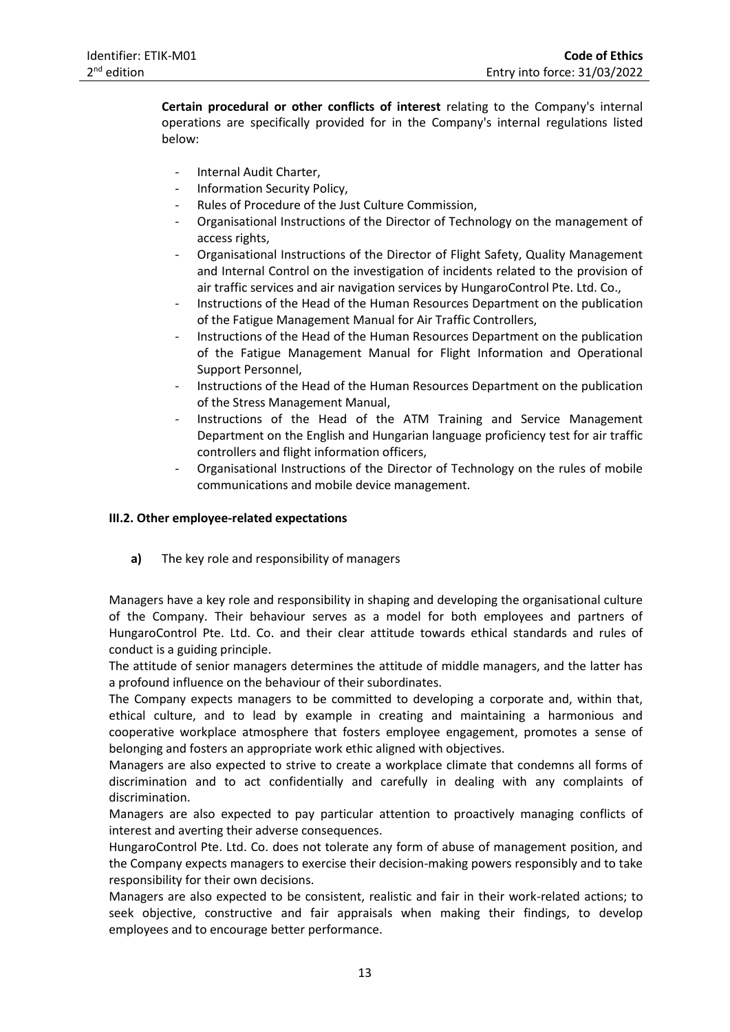**Certain procedural or other conflicts of interest** relating to the Company's internal operations are specifically provided for in the Company's internal regulations listed below:

- Internal Audit Charter,
- Information Security Policy,
- Rules of Procedure of the Just Culture Commission,
- Organisational Instructions of the Director of Technology on the management of access rights,
- Organisational Instructions of the Director of Flight Safety, Quality Management and Internal Control on the investigation of incidents related to the provision of air traffic services and air navigation services by HungaroControl Pte. Ltd. Co.,
- Instructions of the Head of the Human Resources Department on the publication of the Fatigue Management Manual for Air Traffic Controllers,
- Instructions of the Head of the Human Resources Department on the publication of the Fatigue Management Manual for Flight Information and Operational Support Personnel,
- Instructions of the Head of the Human Resources Department on the publication of the Stress Management Manual,
- Instructions of the Head of the ATM Training and Service Management Department on the English and Hungarian language proficiency test for air traffic controllers and flight information officers,
- Organisational Instructions of the Director of Technology on the rules of mobile communications and mobile device management.

### III.2. Other employee-related expectations

**a)** The key role and responsibility of managers

Managers have a key role and responsibility in shaping and developing the organisational culture of the Company. Their behaviour serves as a model for both employees and partners of HungaroControl Pte. Ltd. Co. and their clear attitude towards ethical standards and rules of conduct is a guiding principle.

The attitude of senior managers determines the attitude of middle managers, and the latter has a profound influence on the behaviour of their subordinates.

The Company expects managers to be committed to developing a corporate and, within that, ethical culture, and to lead by example in creating and maintaining a harmonious and cooperative workplace atmosphere that fosters employee engagement, promotes a sense of belonging and fosters an appropriate work ethic aligned with objectives.

Managers are also expected to strive to create a workplace climate that condemns all forms of discrimination and to act confidentially and carefully in dealing with any complaints of discrimination.

Managers are also expected to pay particular attention to proactively managing conflicts of interest and averting their adverse consequences.

HungaroControl Pte. Ltd. Co. does not tolerate any form of abuse of management position, and the Company expects managers to exercise their decision-making powers responsibly and to take responsibility for their own decisions.

Managers are also expected to be consistent, realistic and fair in their work-related actions; to seek objective, constructive and fair appraisals when making their findings, to develop employees and to encourage better performance.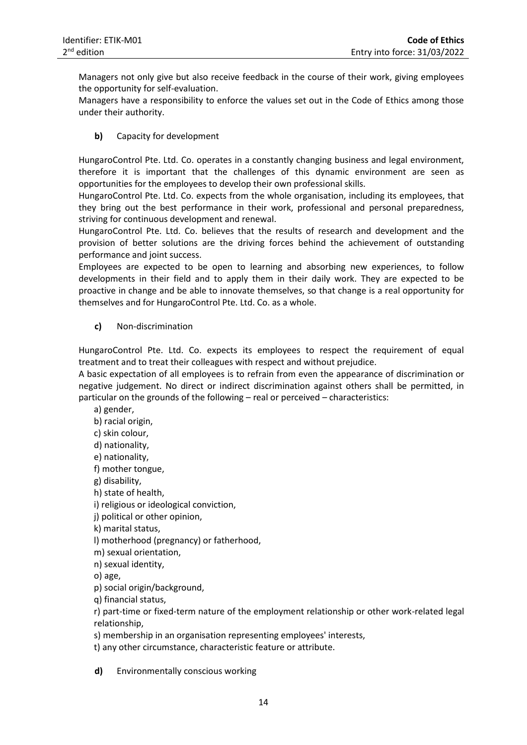Managers not only give but also receive feedback in the course of their work, giving employees the opportunity for self-evaluation.

Managers have a responsibility to enforce the values set out in the Code of Ethics among those under their authority.

**b)** Capacity for development

HungaroControl Pte. Ltd. Co. operates in a constantly changing business and legal environment, therefore it is important that the challenges of this dynamic environment are seen as opportunities for the employees to develop their own professional skills.

HungaroControl Pte. Ltd. Co. expects from the whole organisation, including its employees, that they bring out the best performance in their work, professional and personal preparedness, striving for continuous development and renewal.

HungaroControl Pte. Ltd. Co. believes that the results of research and development and the provision of better solutions are the driving forces behind the achievement of outstanding performance and joint success.

Employees are expected to be open to learning and absorbing new experiences, to follow developments in their field and to apply them in their daily work. They are expected to be proactive in change and be able to innovate themselves, so that change is a real opportunity for themselves and for HungaroControl Pte. Ltd. Co. as a whole.

**c)** Non-discrimination

HungaroControl Pte. Ltd. Co. expects its employees to respect the requirement of equal treatment and to treat their colleagues with respect and without prejudice.

A basic expectation of all employees is to refrain from even the appearance of discrimination or negative judgement. No direct or indirect discrimination against others shall be permitted, in particular on the grounds of the following – real or perceived – characteristics:

a) gender,
b) racial origin,
c) skin colour,
d) nationality,
e) nationality,
f) mother tongue,
g) disability,
h) state of health,
i) religious or ideological conviction,
j) political or other opinion,
k) marital status,
l) motherhood (pregnancy) or fatherhood,
m) sexual orientation,
n) sexual identity,
o) age,
p) social origin/background,
q) financial status,
r) part-time or fixed-term nature of the employment relationship or other work-related legal relationship,
s) membership in an organisation representing employees' interests,
t) any other circumstance, characteristic feature or attribute.

**d)** Environmentally conscious working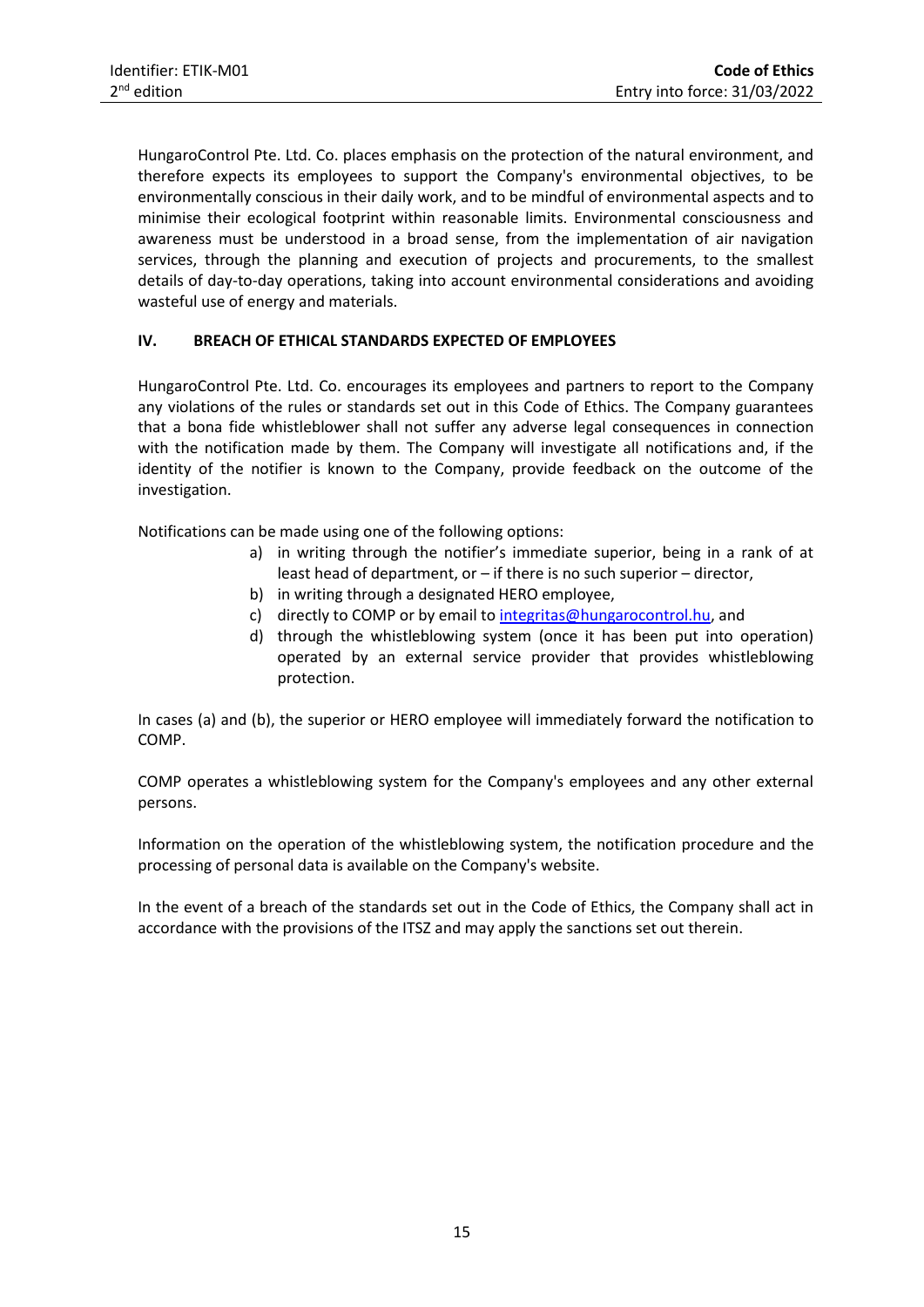HungaroControl Pte. Ltd. Co. places emphasis on the protection of the natural environment, and therefore expects its employees to support the Company's environmental objectives, to be environmentally conscious in their daily work, and to be mindful of environmental aspects and to minimise their ecological footprint within reasonable limits. Environmental consciousness and awareness must be understood in a broad sense, from the implementation of air navigation services, through the planning and execution of projects and procurements, to the smallest details of day-to-day operations, taking into account environmental considerations and avoiding wasteful use of energy and materials.

## IV. BREACH OF ETHICAL STANDARDS EXPECTED OF EMPLOYEES

HungaroControl Pte. Ltd. Co. encourages its employees and partners to report to the Company any violations of the rules or standards set out in this Code of Ethics. The Company guarantees that a bona fide whistleblower shall not suffer any adverse legal consequences in connection with the notification made by them. The Company will investigate all notifications and, if the identity of the notifier is known to the Company, provide feedback on the outcome of the investigation.

Notifications can be made using one of the following options:

a) in writing through the notifier's immediate superior, being in a rank of at least head of department, or – if there is no such superior – director,
b) in writing through a designated HERO employee,
c) directly to COMP or by email to integritas@hungarocontrol.hu, and
d) through the whistleblowing system (once it has been put into operation) operated by an external service provider that provides whistleblowing protection.

In cases (a) and (b), the superior or HERO employee will immediately forward the notification to COMP.

COMP operates a whistleblowing system for the Company's employees and any other external persons.

Information on the operation of the whistleblowing system, the notification procedure and the processing of personal data is available on the Company's website.

In the event of a breach of the standards set out in the Code of Ethics, the Company shall act in accordance with the provisions of the ITSZ and may apply the sanctions set out therein.